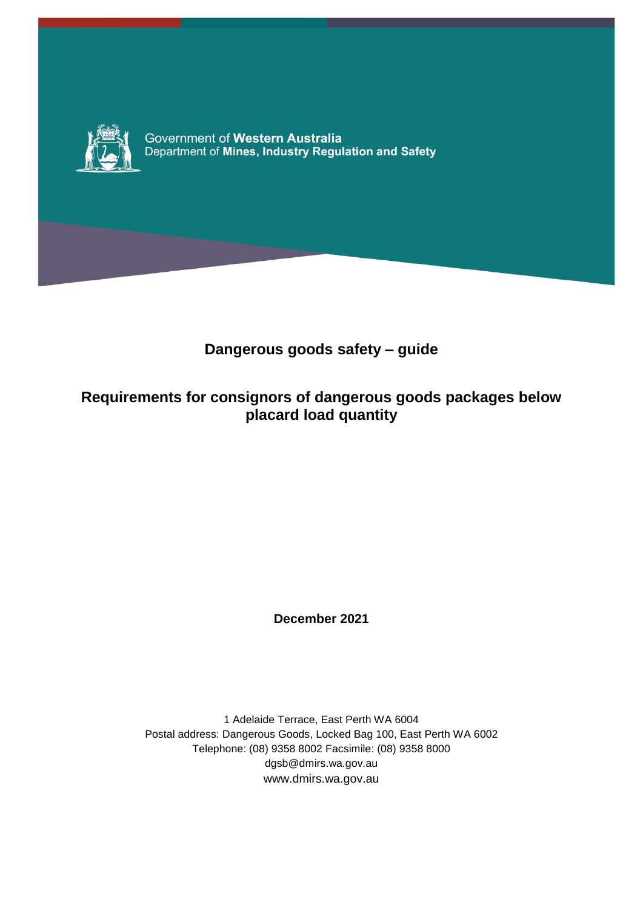Government of **Western Australia**
Department of **Mines, Industry Regulation and Safety**

# Dangerous goods safety – guide

## Requirements for consignors of dangerous goods packages below placard load quantity

**December 2021**

1 Adelaide Terrace, East Perth WA 6004
Postal address: Dangerous Goods, Locked Bag 100, East Perth WA 6002
Telephone: (08) 9358 8002 Facsimile: (08) 9358 8000
dgsb@dmirs.wa.gov.au
www.dmirs.wa.gov.au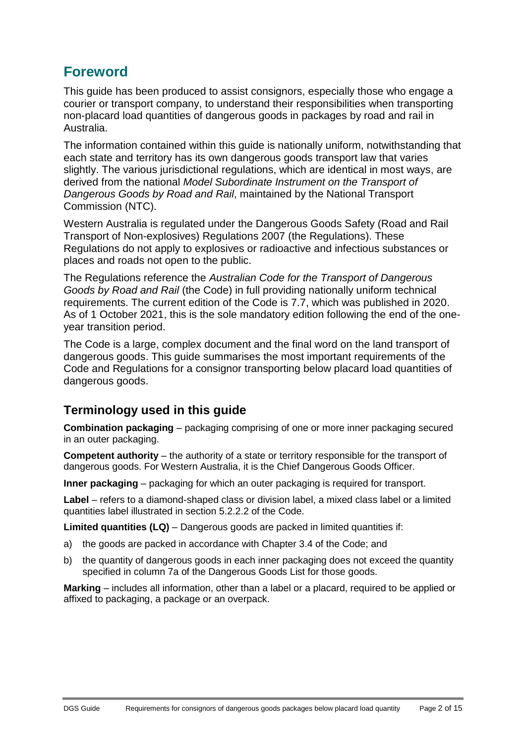## Foreword

This guide has been produced to assist consignors, especially those who engage a courier or transport company, to understand their responsibilities when transporting non-placard load quantities of dangerous goods in packages by road and rail in Australia.

The information contained within this guide is nationally uniform, notwithstanding that each state and territory has its own dangerous goods transport law that varies slightly. The various jurisdictional regulations, which are identical in most ways, are derived from the national *Model Subordinate Instrument on the Transport of Dangerous Goods by Road and Rail*, maintained by the National Transport Commission (NTC).

Western Australia is regulated under the Dangerous Goods Safety (Road and Rail Transport of Non-explosives) Regulations 2007 (the Regulations). These Regulations do not apply to explosives or radioactive and infectious substances or places and roads not open to the public.

The Regulations reference the *Australian Code for the Transport of Dangerous Goods by Road and Rail* (the Code) in full providing nationally uniform technical requirements. The current edition of the Code is 7.7, which was published in 2020. As of 1 October 2021, this is the sole mandatory edition following the end of the one-year transition period.

The Code is a large, complex document and the final word on the land transport of dangerous goods. This guide summarises the most important requirements of the Code and Regulations for a consignor transporting below placard load quantities of dangerous goods.

### Terminology used in this guide

**Combination packaging** – packaging comprising of one or more inner packaging secured in an outer packaging.

**Competent authority** – the authority of a state or territory responsible for the transport of dangerous goods. For Western Australia, it is the Chief Dangerous Goods Officer.

**Inner packaging** – packaging for which an outer packaging is required for transport.

**Label** – refers to a diamond-shaped class or division label, a mixed class label or a limited quantities label illustrated in section 5.2.2.2 of the Code.

**Limited quantities (LQ)** – Dangerous goods are packed in limited quantities if:

a) the goods are packed in accordance with Chapter 3.4 of the Code; and

b) the quantity of dangerous goods in each inner packaging does not exceed the quantity specified in column 7a of the Dangerous Goods List for those goods.

**Marking** – includes all information, other than a label or a placard, required to be applied or affixed to packaging, a package or an overpack.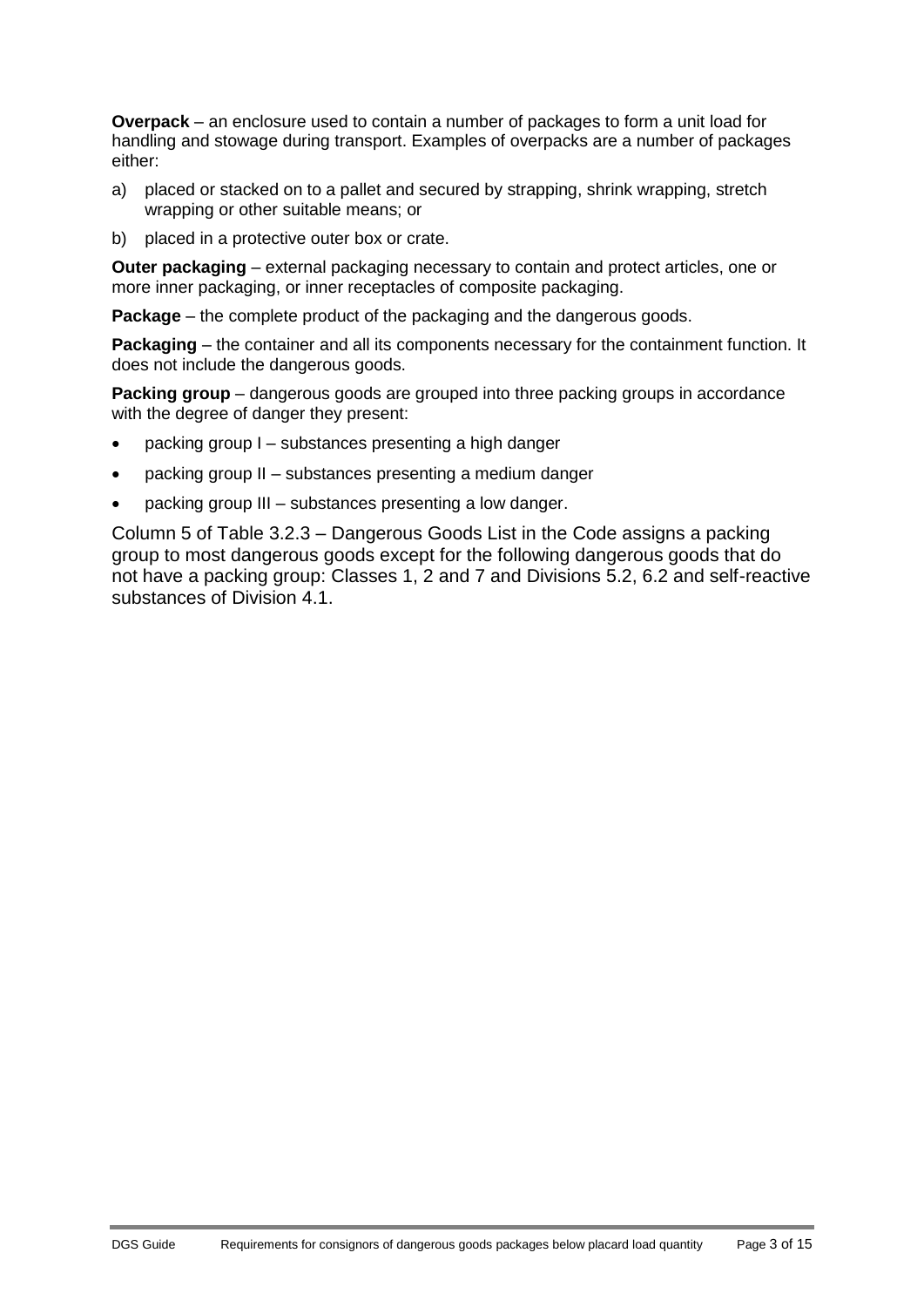**Overpack** – an enclosure used to contain a number of packages to form a unit load for handling and stowage during transport. Examples of overpacks are a number of packages either:

a) placed or stacked on to a pallet and secured by strapping, shrink wrapping, stretch wrapping or other suitable means; or

b) placed in a protective outer box or crate.

**Outer packaging** – external packaging necessary to contain and protect articles, one or more inner packaging, or inner receptacles of composite packaging.

**Package** – the complete product of the packaging and the dangerous goods.

**Packaging** – the container and all its components necessary for the containment function. It does not include the dangerous goods.

**Packing group** – dangerous goods are grouped into three packing groups in accordance with the degree of danger they present:

- packing group I – substances presenting a high danger
- packing group II – substances presenting a medium danger
- packing group III – substances presenting a low danger.

Column 5 of Table 3.2.3 – Dangerous Goods List in the Code assigns a packing group to most dangerous goods except for the following dangerous goods that do not have a packing group: Classes 1, 2 and 7 and Divisions 5.2, 6.2 and self-reactive substances of Division 4.1.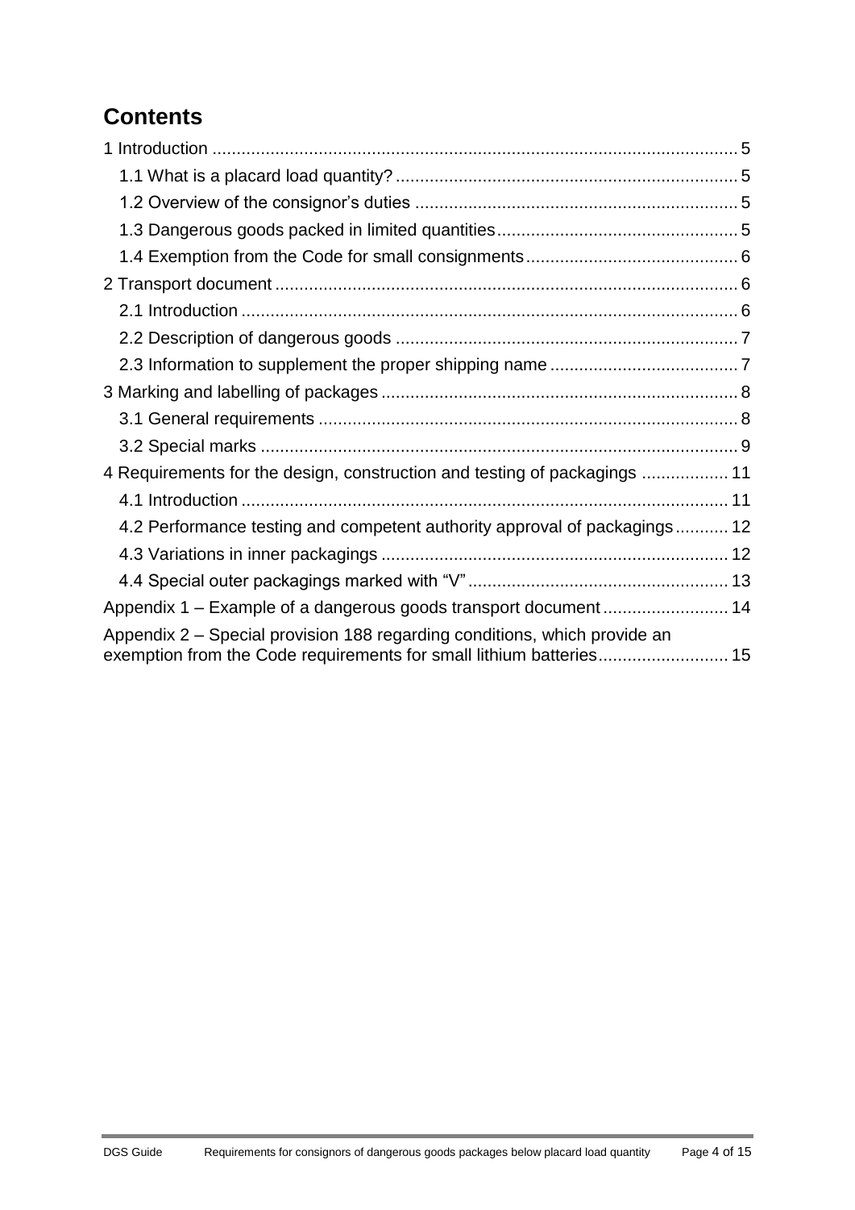# Contents

1 Introduction ..... 5

- 1.1 What is a placard load quantity? ..... 5
- 1.2 Overview of the consignor's duties ..... 5
- 1.3 Dangerous goods packed in limited quantities ..... 5
- 1.4 Exemption from the Code for small consignments ..... 6

2 Transport document ..... 6

- 2.1 Introduction ..... 6
- 2.2 Description of dangerous goods ..... 7
- 2.3 Information to supplement the proper shipping name ..... 7

3 Marking and labelling of packages ..... 8

- 3.1 General requirements ..... 8
- 3.2 Special marks ..... 9

4 Requirements for the design, construction and testing of packagings ..... 11

- 4.1 Introduction ..... 11
- 4.2 Performance testing and competent authority approval of packagings ..... 12
- 4.3 Variations in inner packagings ..... 12
- 4.4 Special outer packagings marked with "V" ..... 13

Appendix 1 – Example of a dangerous goods transport document ..... 14

Appendix 2 – Special provision 188 regarding conditions, which provide an exemption from the Code requirements for small lithium batteries ..... 15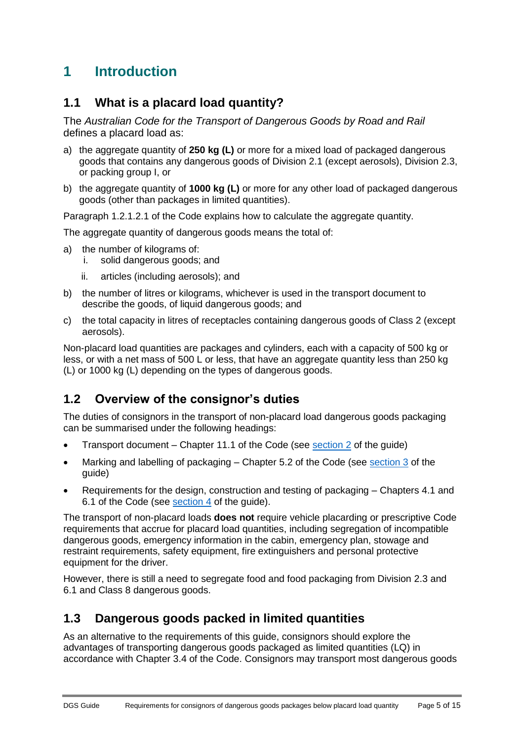# 1 Introduction

## 1.1 What is a placard load quantity?

The *Australian Code for the Transport of Dangerous Goods by Road and Rail* defines a placard load as:

a) the aggregate quantity of **250 kg (L)** or more for a mixed load of packaged dangerous goods that contains any dangerous goods of Division 2.1 (except aerosols), Division 2.3, or packing group I, or

b) the aggregate quantity of **1000 kg (L)** or more for any other load of packaged dangerous goods (other than packages in limited quantities).

Paragraph 1.2.1.2.1 of the Code explains how to calculate the aggregate quantity.

The aggregate quantity of dangerous goods means the total of:

a) the number of kilograms of:
   i. solid dangerous goods; and
   ii. articles (including aerosols); and

b) the number of litres or kilograms, whichever is used in the transport document to describe the goods, of liquid dangerous goods; and

c) the total capacity in litres of receptacles containing dangerous goods of Class 2 (except aerosols).

Non-placard load quantities are packages and cylinders, each with a capacity of 500 kg or less, or with a net mass of 500 L or less, that have an aggregate quantity less than 250 kg (L) or 1000 kg (L) depending on the types of dangerous goods.

## 1.2 Overview of the consignor's duties

The duties of consignors in the transport of non-placard load dangerous goods packaging can be summarised under the following headings:

- Transport document – Chapter 11.1 of the Code (see section 2 of the guide)
- Marking and labelling of packaging – Chapter 5.2 of the Code (see section 3 of the guide)
- Requirements for the design, construction and testing of packaging – Chapters 4.1 and 6.1 of the Code (see section 4 of the guide).

The transport of non-placard loads **does not** require vehicle placarding or prescriptive Code requirements that accrue for placard load quantities, including segregation of incompatible dangerous goods, emergency information in the cabin, emergency plan, stowage and restraint requirements, safety equipment, fire extinguishers and personal protective equipment for the driver.

However, there is still a need to segregate food and food packaging from Division 2.3 and 6.1 and Class 8 dangerous goods.

## 1.3 Dangerous goods packed in limited quantities

As an alternative to the requirements of this guide, consignors should explore the advantages of transporting dangerous goods packaged as limited quantities (LQ) in accordance with Chapter 3.4 of the Code. Consignors may transport most dangerous goods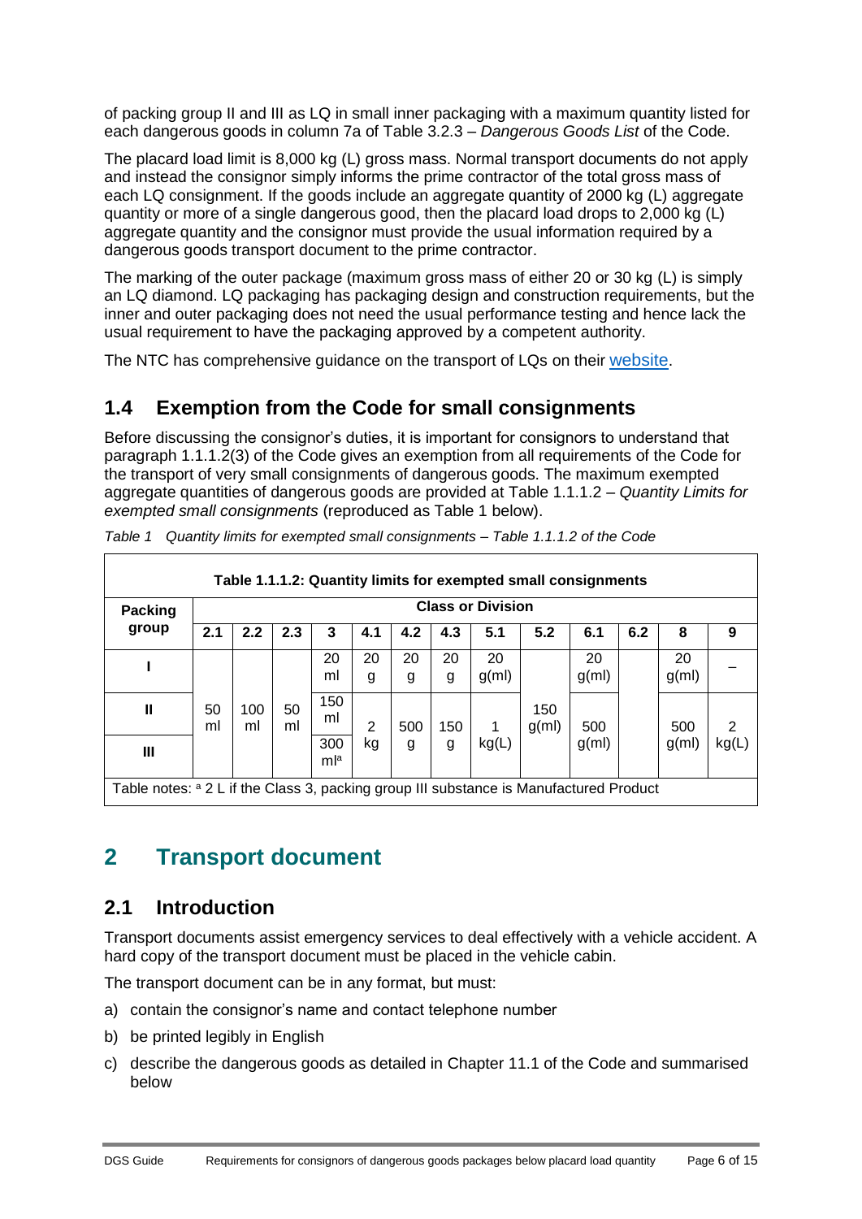of packing group II and III as LQ in small inner packaging with a maximum quantity listed for each dangerous goods in column 7a of Table 3.2.3 – *Dangerous Goods List* of the Code.

The placard load limit is 8,000 kg (L) gross mass. Normal transport documents do not apply and instead the consignor simply informs the prime contractor of the total gross mass of each LQ consignment. If the goods include an aggregate quantity of 2000 kg (L) aggregate quantity or more of a single dangerous good, then the placard load drops to 2,000 kg (L) aggregate quantity and the consignor must provide the usual information required by a dangerous goods transport document to the prime contractor.

The marking of the outer package (maximum gross mass of either 20 or 30 kg (L) is simply an LQ diamond. LQ packaging has packaging design and construction requirements, but the inner and outer packaging does not need the usual performance testing and hence lack the usual requirement to have the packaging approved by a competent authority.

The NTC has comprehensive guidance on the transport of LQs on their website.

## 1.4 Exemption from the Code for small consignments

Before discussing the consignor's duties, it is important for consignors to understand that paragraph 1.1.1.2(3) of the Code gives an exemption from all requirements of the Code for the transport of very small consignments of dangerous goods. The maximum exempted aggregate quantities of dangerous goods are provided at Table 1.1.1.2 – *Quantity Limits for exempted small consignments* (reproduced as Table 1 below).

*Table 1 Quantity limits for exempted small consignments – Table 1.1.1.2 of the Code*

**Table 1.1.1.2: Quantity limits for exempted small consignments**

| Packing group | Class or Division | | | | | | | | | | | | |
|---|---|---|---|---|---|---|---|---|---|---|---|---|---|
| | 2.1 | 2.2 | 2.3 | 3 | 4.1 | 4.2 | 4.3 | 5.1 | 5.2 | 6.1 | 6.2 | 8 | 9 |
| I | 50 ml | 100 ml | 50 ml | 20 ml | 20 g | 20 g | 20 g | 20 g(ml) | 150 g(ml) | 20 g(ml) | | 20 g(ml) | – |
| II | | | | 150 ml | 2 kg | 500 g | 150 g | 1 kg(L) | | 500 g(ml) | | 500 g(ml) | 2 kg(L) |
| III | | | | 300 ml[a] | | | | | | | | | |

Table notes: [a] 2 L if the Class 3, packing group III substance is Manufactured Product

# 2 Transport document

## 2.1 Introduction

Transport documents assist emergency services to deal effectively with a vehicle accident. A hard copy of the transport document must be placed in the vehicle cabin.

The transport document can be in any format, but must:

a) contain the consignor's name and contact telephone number
b) be printed legibly in English
c) describe the dangerous goods as detailed in Chapter 11.1 of the Code and summarised below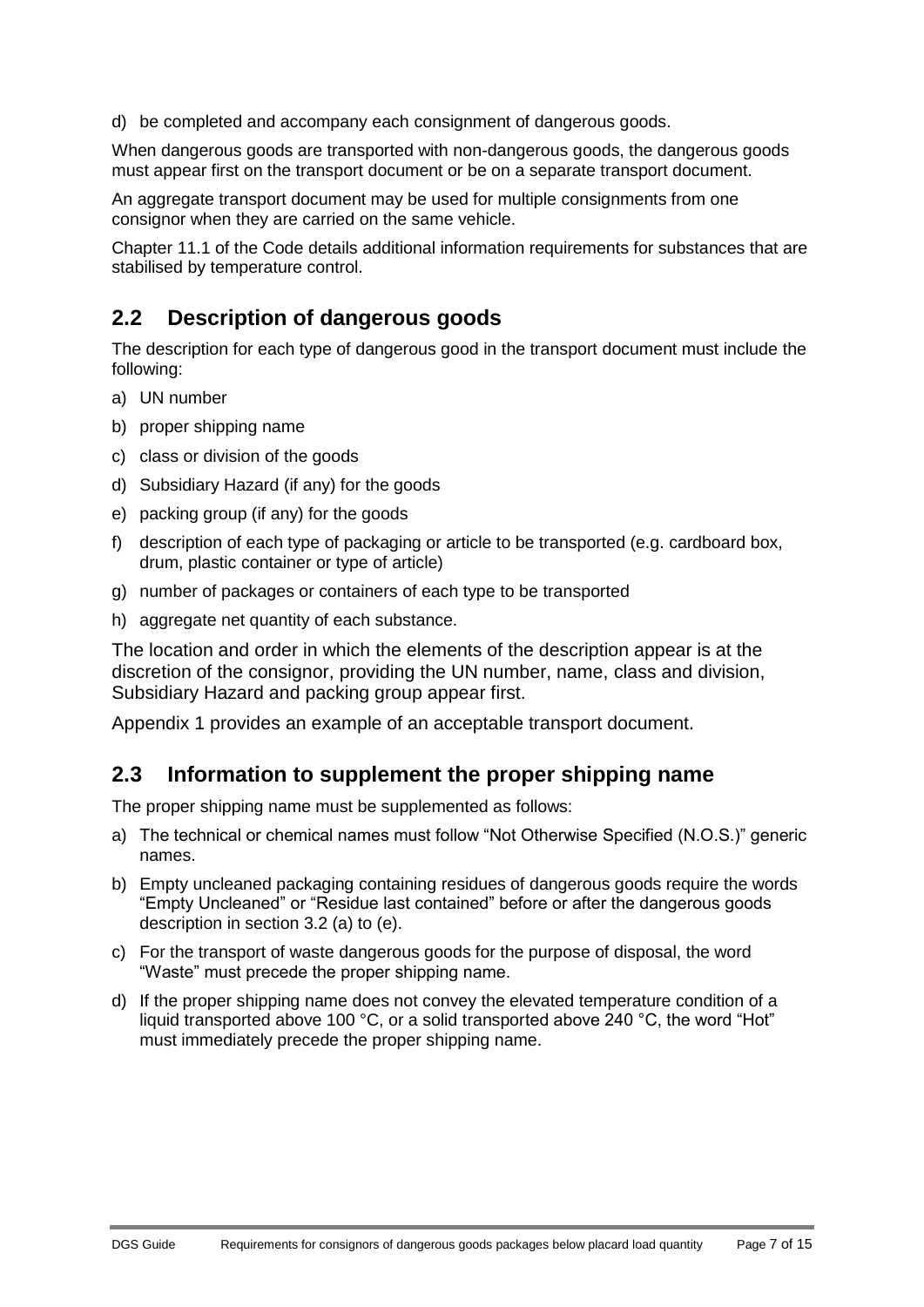d) be completed and accompany each consignment of dangerous goods.

When dangerous goods are transported with non-dangerous goods, the dangerous goods must appear first on the transport document or be on a separate transport document.

An aggregate transport document may be used for multiple consignments from one consignor when they are carried on the same vehicle.

Chapter 11.1 of the Code details additional information requirements for substances that are stabilised by temperature control.

## 2.2 Description of dangerous goods

The description for each type of dangerous good in the transport document must include the following:

a) UN number
b) proper shipping name
c) class or division of the goods
d) Subsidiary Hazard (if any) for the goods
e) packing group (if any) for the goods
f) description of each type of packaging or article to be transported (e.g. cardboard box, drum, plastic container or type of article)
g) number of packages or containers of each type to be transported
h) aggregate net quantity of each substance.

The location and order in which the elements of the description appear is at the discretion of the consignor, providing the UN number, name, class and division, Subsidiary Hazard and packing group appear first.

Appendix 1 provides an example of an acceptable transport document.

## 2.3 Information to supplement the proper shipping name

The proper shipping name must be supplemented as follows:

a) The technical or chemical names must follow "Not Otherwise Specified (N.O.S.)" generic names.
b) Empty uncleaned packaging containing residues of dangerous goods require the words "Empty Uncleaned" or "Residue last contained" before or after the dangerous goods description in section 3.2 (a) to (e).
c) For the transport of waste dangerous goods for the purpose of disposal, the word "Waste" must precede the proper shipping name.
d) If the proper shipping name does not convey the elevated temperature condition of a liquid transported above 100 °C, or a solid transported above 240 °C, the word "Hot" must immediately precede the proper shipping name.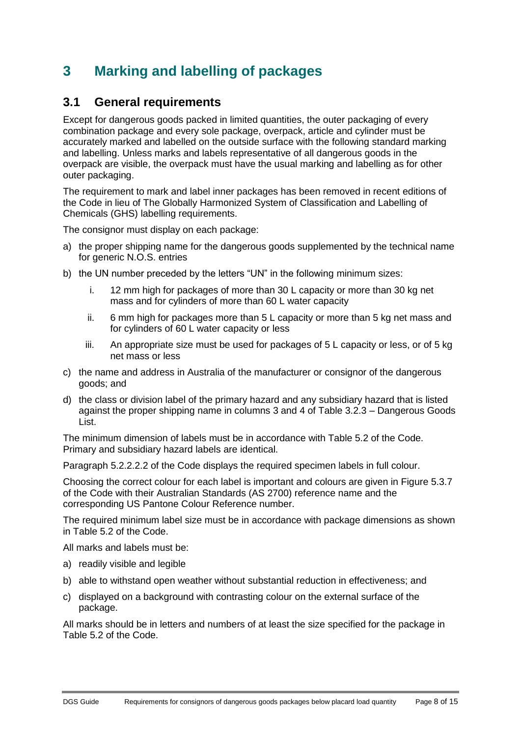# 3 Marking and labelling of packages

## 3.1 General requirements

Except for dangerous goods packed in limited quantities, the outer packaging of every combination package and every sole package, overpack, article and cylinder must be accurately marked and labelled on the outside surface with the following standard marking and labelling. Unless marks and labels representative of all dangerous goods in the overpack are visible, the overpack must have the usual marking and labelling as for other outer packaging.

The requirement to mark and label inner packages has been removed in recent editions of the Code in lieu of The Globally Harmonized System of Classification and Labelling of Chemicals (GHS) labelling requirements.

The consignor must display on each package:

a) the proper shipping name for the dangerous goods supplemented by the technical name for generic N.O.S. entries
b) the UN number preceded by the letters "UN" in the following minimum sizes:
   i. 12 mm high for packages of more than 30 L capacity or more than 30 kg net mass and for cylinders of more than 60 L water capacity
   ii. 6 mm high for packages more than 5 L capacity or more than 5 kg net mass and for cylinders of 60 L water capacity or less
   iii. An appropriate size must be used for packages of 5 L capacity or less, or of 5 kg net mass or less
c) the name and address in Australia of the manufacturer or consignor of the dangerous goods; and
d) the class or division label of the primary hazard and any subsidiary hazard that is listed against the proper shipping name in columns 3 and 4 of Table 3.2.3 – Dangerous Goods List.

The minimum dimension of labels must be in accordance with Table 5.2 of the Code. Primary and subsidiary hazard labels are identical.

Paragraph 5.2.2.2.2 of the Code displays the required specimen labels in full colour.

Choosing the correct colour for each label is important and colours are given in Figure 5.3.7 of the Code with their Australian Standards (AS 2700) reference name and the corresponding US Pantone Colour Reference number.

The required minimum label size must be in accordance with package dimensions as shown in Table 5.2 of the Code.

All marks and labels must be:

a) readily visible and legible
b) able to withstand open weather without substantial reduction in effectiveness; and
c) displayed on a background with contrasting colour on the external surface of the package.

All marks should be in letters and numbers of at least the size specified for the package in Table 5.2 of the Code.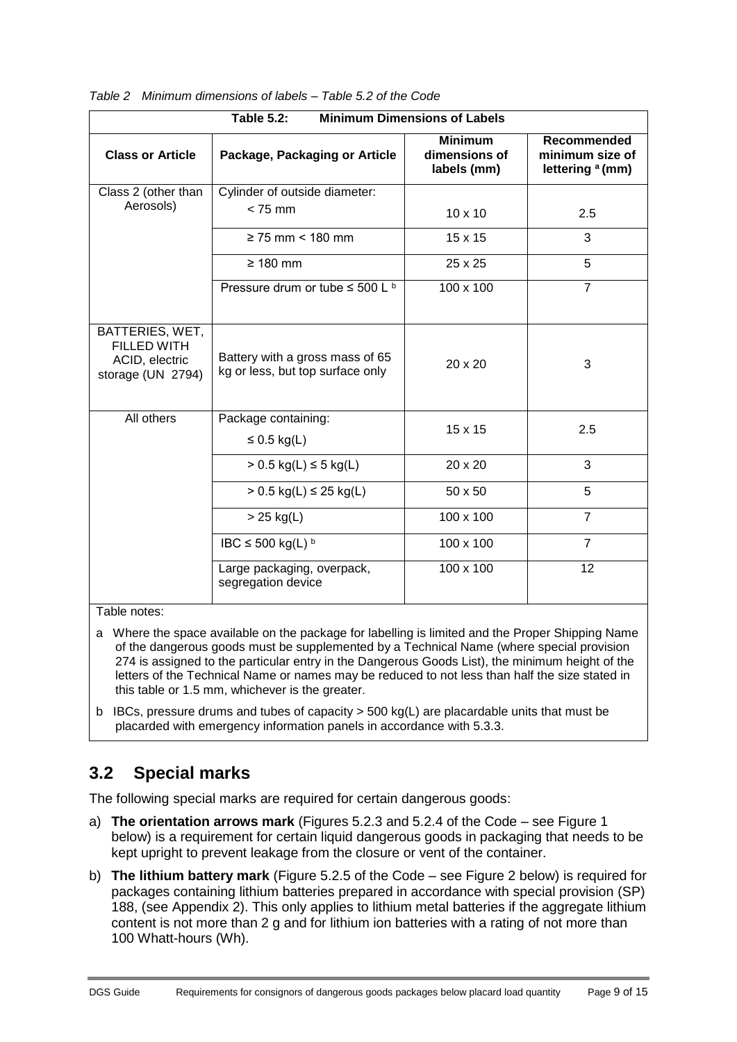*Table 2 Minimum dimensions of labels – Table 5.2 of the Code*

| **Table 5.2: Minimum Dimensions of Labels** | | | |
|---|---|---|---|
| **Class or Article** | **Package, Packaging or Article** | **Minimum dimensions of labels (mm)** | **Recommended minimum size of lettering [a] (mm)** |
| Class 2 (other than Aerosols) | Cylinder of outside diameter: < 75 mm | 10 x 10 | 2.5 |
| | ≥ 75 mm < 180 mm | 15 x 15 | 3 |
| | ≥ 180 mm | 25 x 25 | 5 |
| | Pressure drum or tube ≤ 500 L [b] | 100 x 100 | 7 |
| BATTERIES, WET, FILLED WITH ACID, electric storage (UN 2794) | Battery with a gross mass of 65 kg or less, but top surface only | 20 x 20 | 3 |
| All others | Package containing: ≤ 0.5 kg(L) | 15 x 15 | 2.5 |
| | > 0.5 kg(L) ≤ 5 kg(L) | 20 x 20 | 3 |
| | > 0.5 kg(L) ≤ 25 kg(L) | 50 x 50 | 5 |
| | > 25 kg(L) | 100 x 100 | 7 |
| | IBC ≤ 500 kg(L) [b] | 100 x 100 | 7 |
| | Large packaging, overpack, segregation device | 100 x 100 | 12 |

Table notes:

a Where the space available on the package for labelling is limited and the Proper Shipping Name of the dangerous goods must be supplemented by a Technical Name (where special provision 274 is assigned to the particular entry in the Dangerous Goods List), the minimum height of the letters of the Technical Name or names may be reduced to not less than half the size stated in this table or 1.5 mm, whichever is the greater.

b IBCs, pressure drums and tubes of capacity > 500 kg(L) are placardable units that must be placarded with emergency information panels in accordance with 5.3.3.

## 3.2 Special marks

The following special marks are required for certain dangerous goods:

a) **The orientation arrows mark** (Figures 5.2.3 and 5.2.4 of the Code – see Figure 1 below) is a requirement for certain liquid dangerous goods in packaging that needs to be kept upright to prevent leakage from the closure or vent of the container.

b) **The lithium battery mark** (Figure 5.2.5 of the Code – see Figure 2 below) is required for packages containing lithium batteries prepared in accordance with special provision (SP) 188, (see Appendix 2). This only applies to lithium metal batteries if the aggregate lithium content is not more than 2 g and for lithium ion batteries with a rating of not more than 100 Whatt-hours (Wh).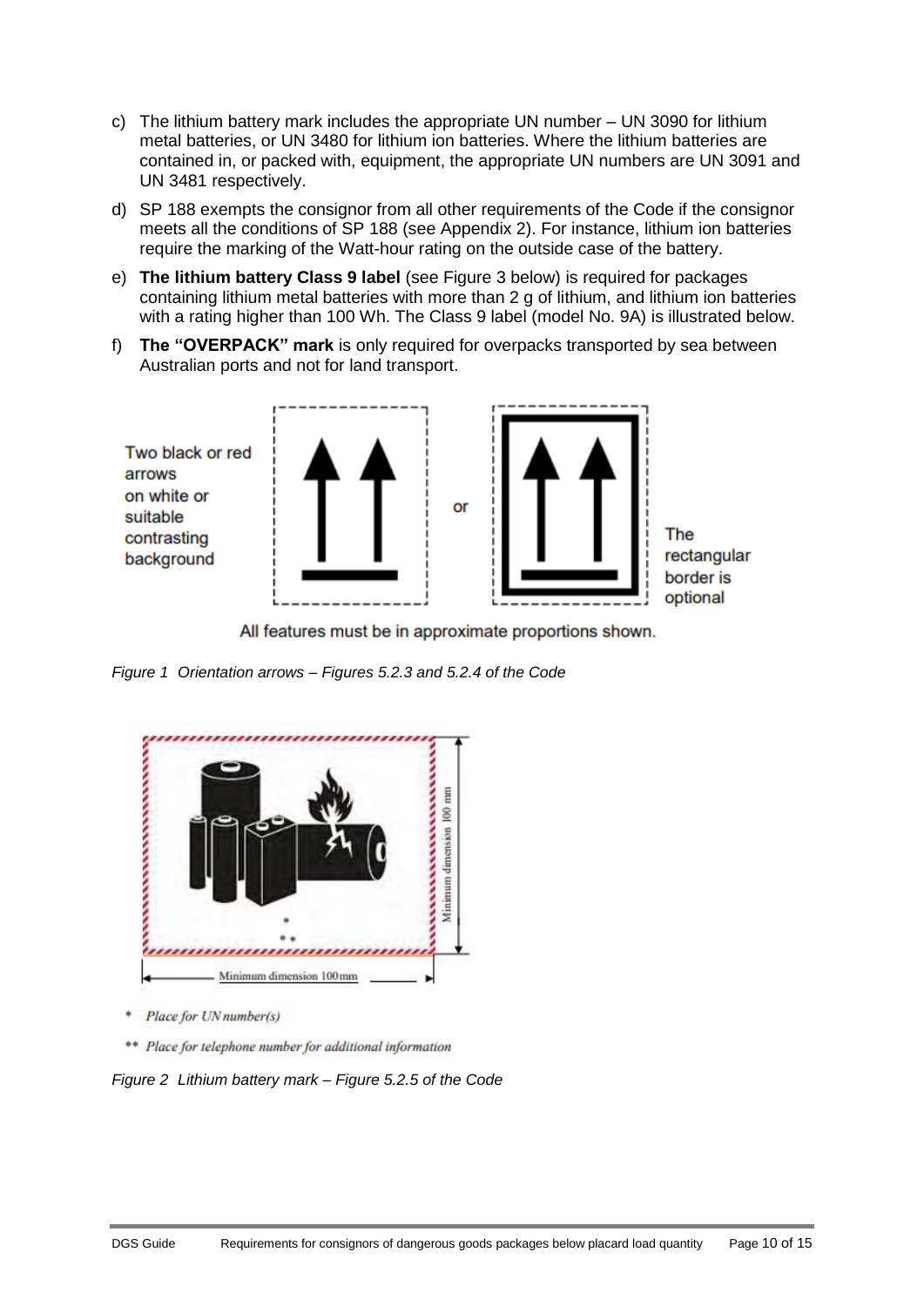c) The lithium battery mark includes the appropriate UN number – UN 3090 for lithium metal batteries, or UN 3480 for lithium ion batteries. Where the lithium batteries are contained in, or packed with, equipment, the appropriate UN numbers are UN 3091 and UN 3481 respectively.

d) SP 188 exempts the consignor from all other requirements of the Code if the consignor meets all the conditions of SP 188 (see Appendix 2). For instance, lithium ion batteries require the marking of the Watt-hour rating on the outside case of the battery.

e) **The lithium battery Class 9 label** (see Figure 3 below) is required for packages containing lithium metal batteries with more than 2 g of lithium, and lithium ion batteries with a rating higher than 100 Wh. The Class 9 label (model No. 9A) is illustrated below.

f) **The "OVERPACK" mark** is only required for overpacks transported by sea between Australian ports and not for land transport.

Two black or red arrows on white or suitable contrasting background

or

The rectangular border is optional

All features must be in approximate proportions shown.

*Figure 1 Orientation arrows – Figures 5.2.3 and 5.2.4 of the Code*

Minimum dimension 100 mm

Minimum dimension 100mm

\* *Place for UN number(s)*

\*\* *Place for telephone number for additional information*

*Figure 2 Lithium battery mark – Figure 5.2.5 of the Code*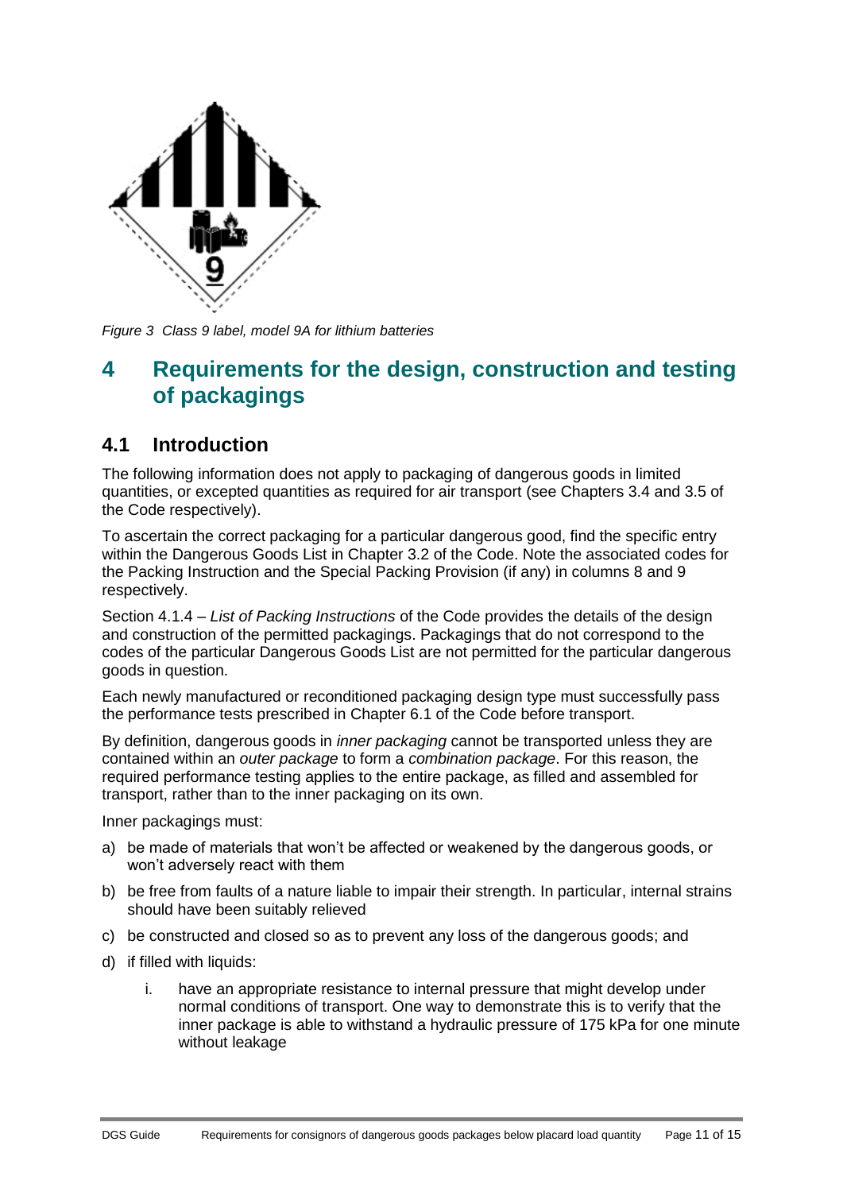*Figure 3 Class 9 label, model 9A for lithium batteries*

## 4 Requirements for the design, construction and testing of packagings

### 4.1 Introduction

The following information does not apply to packaging of dangerous goods in limited quantities, or excepted quantities as required for air transport (see Chapters 3.4 and 3.5 of the Code respectively).

To ascertain the correct packaging for a particular dangerous good, find the specific entry within the Dangerous Goods List in Chapter 3.2 of the Code. Note the associated codes for the Packing Instruction and the Special Packing Provision (if any) in columns 8 and 9 respectively.

Section 4.1.4 – *List of Packing Instructions* of the Code provides the details of the design and construction of the permitted packagings. Packagings that do not correspond to the codes of the particular Dangerous Goods List are not permitted for the particular dangerous goods in question.

Each newly manufactured or reconditioned packaging design type must successfully pass the performance tests prescribed in Chapter 6.1 of the Code before transport.

By definition, dangerous goods in *inner packaging* cannot be transported unless they are contained within an *outer package* to form a *combination package*. For this reason, the required performance testing applies to the entire package, as filled and assembled for transport, rather than to the inner packaging on its own.

Inner packagings must:

a) be made of materials that won't be affected or weakened by the dangerous goods, or won't adversely react with them
b) be free from faults of a nature liable to impair their strength. In particular, internal strains should have been suitably relieved
c) be constructed and closed so as to prevent any loss of the dangerous goods; and
d) if filled with liquids:
    i. have an appropriate resistance to internal pressure that might develop under normal conditions of transport. One way to demonstrate this is to verify that the inner package is able to withstand a hydraulic pressure of 175 kPa for one minute without leakage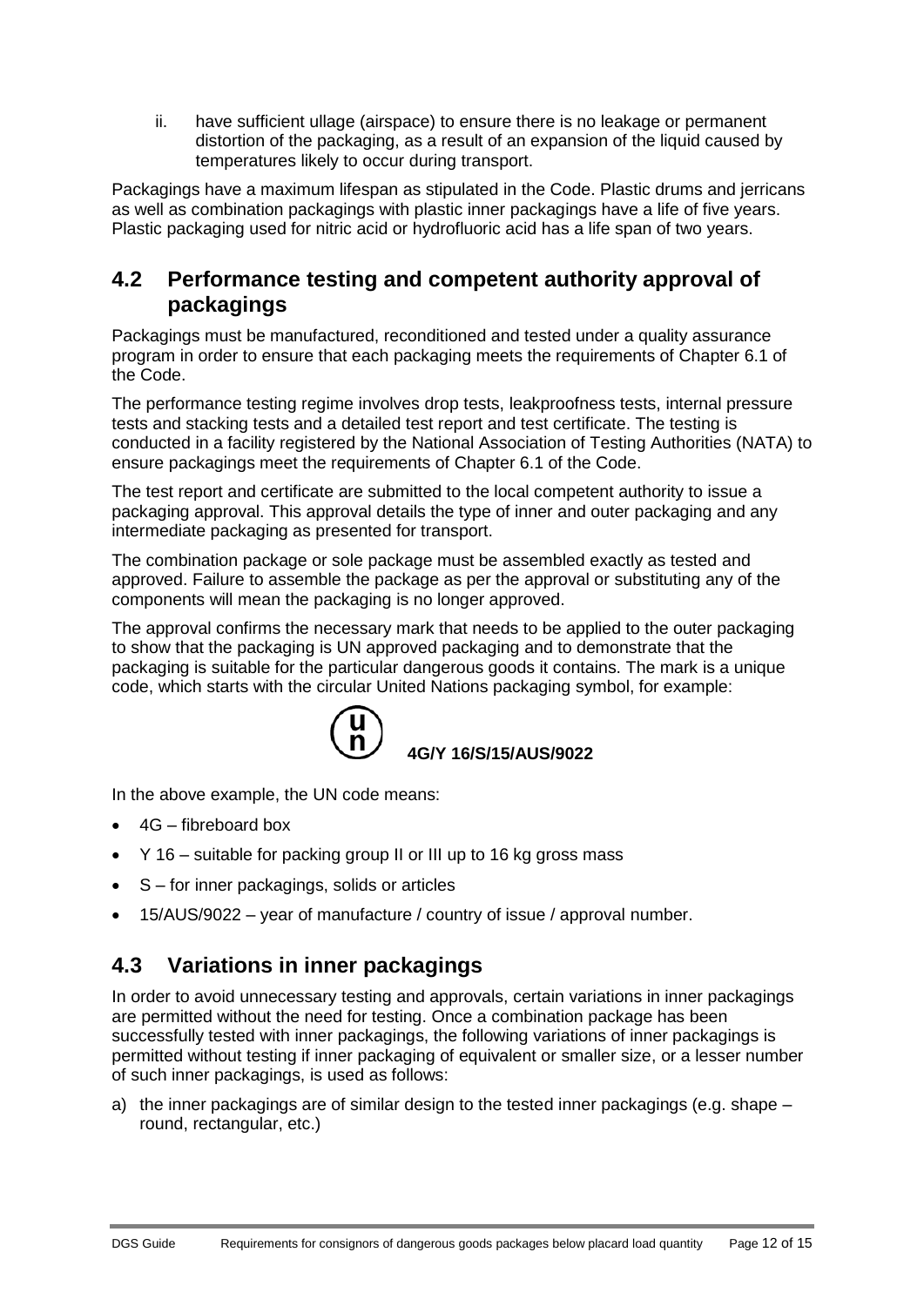ii. have sufficient ullage (airspace) to ensure there is no leakage or permanent distortion of the packaging, as a result of an expansion of the liquid caused by temperatures likely to occur during transport.

Packagings have a maximum lifespan as stipulated in the Code. Plastic drums and jerricans as well as combination packagings with plastic inner packagings have a life of five years. Plastic packaging used for nitric acid or hydrofluoric acid has a life span of two years.

## 4.2 Performance testing and competent authority approval of packagings

Packagings must be manufactured, reconditioned and tested under a quality assurance program in order to ensure that each packaging meets the requirements of Chapter 6.1 of the Code.

The performance testing regime involves drop tests, leakproofness tests, internal pressure tests and stacking tests and a detailed test report and test certificate. The testing is conducted in a facility registered by the National Association of Testing Authorities (NATA) to ensure packagings meet the requirements of Chapter 6.1 of the Code.

The test report and certificate are submitted to the local competent authority to issue a packaging approval. This approval details the type of inner and outer packaging and any intermediate packaging as presented for transport.

The combination package or sole package must be assembled exactly as tested and approved. Failure to assemble the package as per the approval or substituting any of the components will mean the packaging is no longer approved.

The approval confirms the necessary mark that needs to be applied to the outer packaging to show that the packaging is UN approved packaging and to demonstrate that the packaging is suitable for the particular dangerous goods it contains. The mark is a unique code, which starts with the circular United Nations packaging symbol, for example:

**(un) 4G/Y 16/S/15/AUS/9022**

In the above example, the UN code means:

- 4G – fibreboard box
- Y 16 – suitable for packing group II or III up to 16 kg gross mass
- S – for inner packagings, solids or articles
- 15/AUS/9022 – year of manufacture / country of issue / approval number.

## 4.3 Variations in inner packagings

In order to avoid unnecessary testing and approvals, certain variations in inner packagings are permitted without the need for testing. Once a combination package has been successfully tested with inner packagings, the following variations of inner packagings is permitted without testing if inner packaging of equivalent or smaller size, or a lesser number of such inner packagings, is used as follows:

a) the inner packagings are of similar design to the tested inner packagings (e.g. shape – round, rectangular, etc.)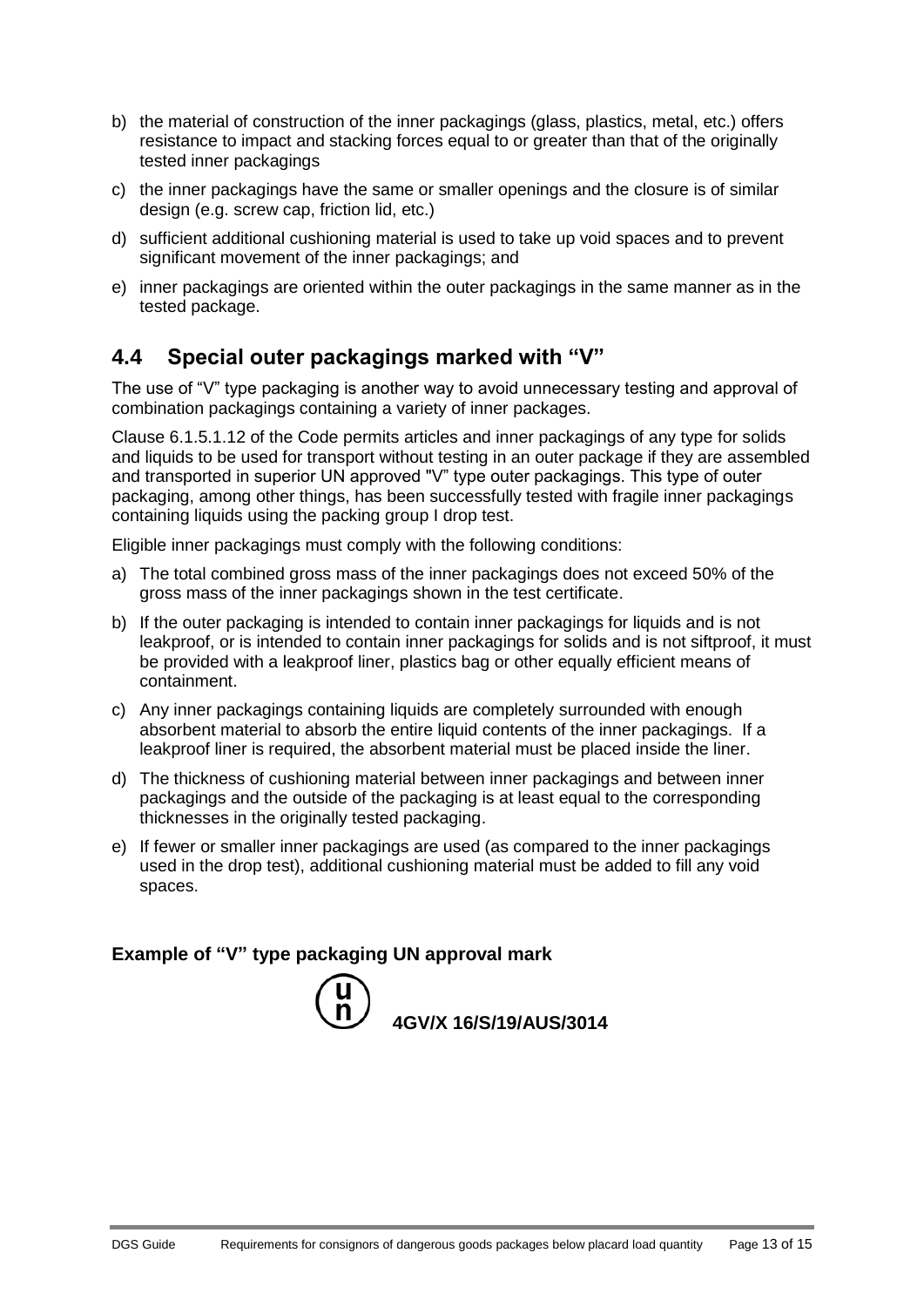b) the material of construction of the inner packagings (glass, plastics, metal, etc.) offers resistance to impact and stacking forces equal to or greater than that of the originally tested inner packagings

c) the inner packagings have the same or smaller openings and the closure is of similar design (e.g. screw cap, friction lid, etc.)

d) sufficient additional cushioning material is used to take up void spaces and to prevent significant movement of the inner packagings; and

e) inner packagings are oriented within the outer packagings in the same manner as in the tested package.

## 4.4 Special outer packagings marked with "V"

The use of "V" type packaging is another way to avoid unnecessary testing and approval of combination packagings containing a variety of inner packages.

Clause 6.1.5.1.12 of the Code permits articles and inner packagings of any type for solids and liquids to be used for transport without testing in an outer package if they are assembled and transported in superior UN approved "V" type outer packagings. This type of outer packaging, among other things, has been successfully tested with fragile inner packagings containing liquids using the packing group I drop test.

Eligible inner packagings must comply with the following conditions:

a) The total combined gross mass of the inner packagings does not exceed 50% of the gross mass of the inner packagings shown in the test certificate.

b) If the outer packaging is intended to contain inner packagings for liquids and is not leakproof, or is intended to contain inner packagings for solids and is not siftproof, it must be provided with a leakproof liner, plastics bag or other equally efficient means of containment.

c) Any inner packagings containing liquids are completely surrounded with enough absorbent material to absorb the entire liquid contents of the inner packagings. If a leakproof liner is required, the absorbent material must be placed inside the liner.

d) The thickness of cushioning material between inner packagings and between inner packagings and the outside of the packaging is at least equal to the corresponding thicknesses in the originally tested packaging.

e) If fewer or smaller inner packagings are used (as compared to the inner packagings used in the drop test), additional cushioning material must be added to fill any void spaces.

**Example of "V" type packaging UN approval mark**

(u/n) **4GV/X 16/S/19/AUS/3014**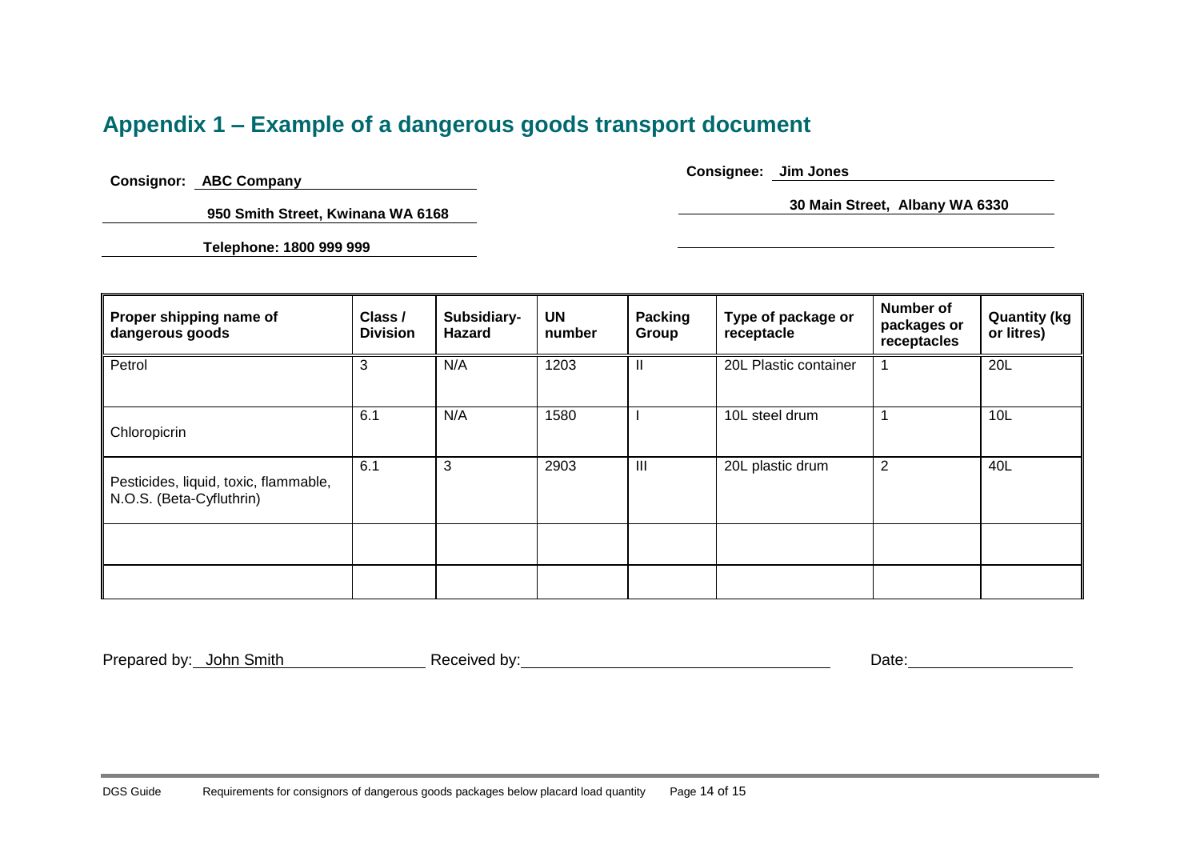# Appendix 1 – Example of a dangerous goods transport document

**Consignor:** **ABC Company**

**950 Smith Street, Kwinana WA 6168**

**Telephone: 1800 999 999**

**Consignee:** **Jim Jones**

**30 Main Street, Albany WA 6330**

| Proper shipping name of dangerous goods | Class / Division | Subsidiary-Hazard | UN number | Packing Group | Type of package or receptacle | Number of packages or receptacles | Quantity (kg or litres) |
|---|---|---|---|---|---|---|---|
| Petrol | 3 | N/A | 1203 | II | 20L Plastic container | 1 | 20L |
| Chloropicrin | 6.1 | N/A | 1580 | I | 10L steel drum | 1 | 10L |
| Pesticides, liquid, toxic, flammable, N.O.S. (Beta-Cyfluthrin) | 6.1 | 3 | 2903 | III | 20L plastic drum | 2 | 40L |
| | | | | | | | |
| | | | | | | | |

Prepared by: John Smith Received by: ______________________ Date: ______________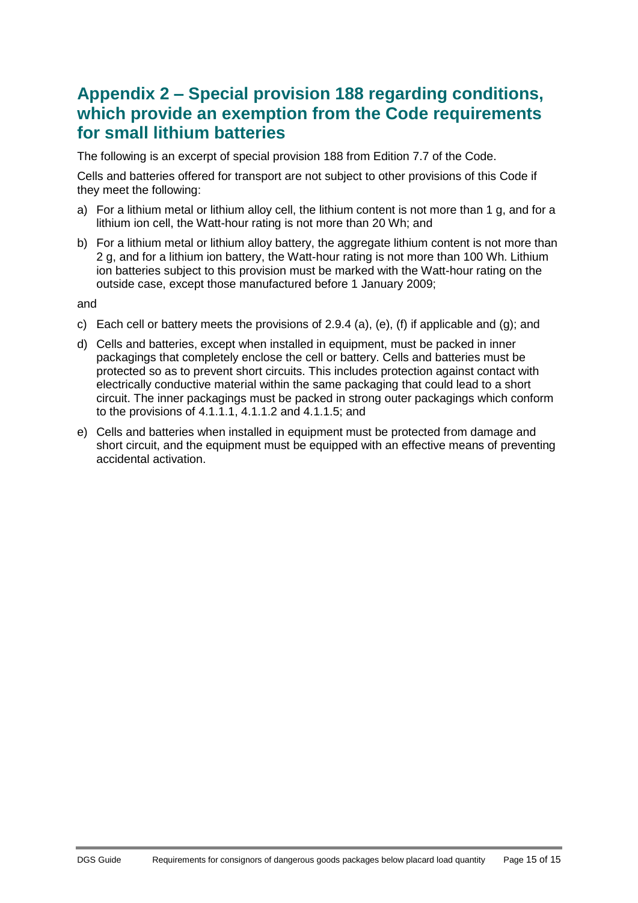## Appendix 2 – Special provision 188 regarding conditions, which provide an exemption from the Code requirements for small lithium batteries

The following is an excerpt of special provision 188 from Edition 7.7 of the Code.

Cells and batteries offered for transport are not subject to other provisions of this Code if they meet the following:

a) For a lithium metal or lithium alloy cell, the lithium content is not more than 1 g, and for a lithium ion cell, the Watt-hour rating is not more than 20 Wh; and

b) For a lithium metal or lithium alloy battery, the aggregate lithium content is not more than 2 g, and for a lithium ion battery, the Watt-hour rating is not more than 100 Wh. Lithium ion batteries subject to this provision must be marked with the Watt-hour rating on the outside case, except those manufactured before 1 January 2009;

and

c) Each cell or battery meets the provisions of 2.9.4 (a), (e), (f) if applicable and (g); and

d) Cells and batteries, except when installed in equipment, must be packed in inner packagings that completely enclose the cell or battery. Cells and batteries must be protected so as to prevent short circuits. This includes protection against contact with electrically conductive material within the same packaging that could lead to a short circuit. The inner packagings must be packed in strong outer packagings which conform to the provisions of 4.1.1.1, 4.1.1.2 and 4.1.1.5; and

e) Cells and batteries when installed in equipment must be protected from damage and short circuit, and the equipment must be equipped with an effective means of preventing accidental activation.